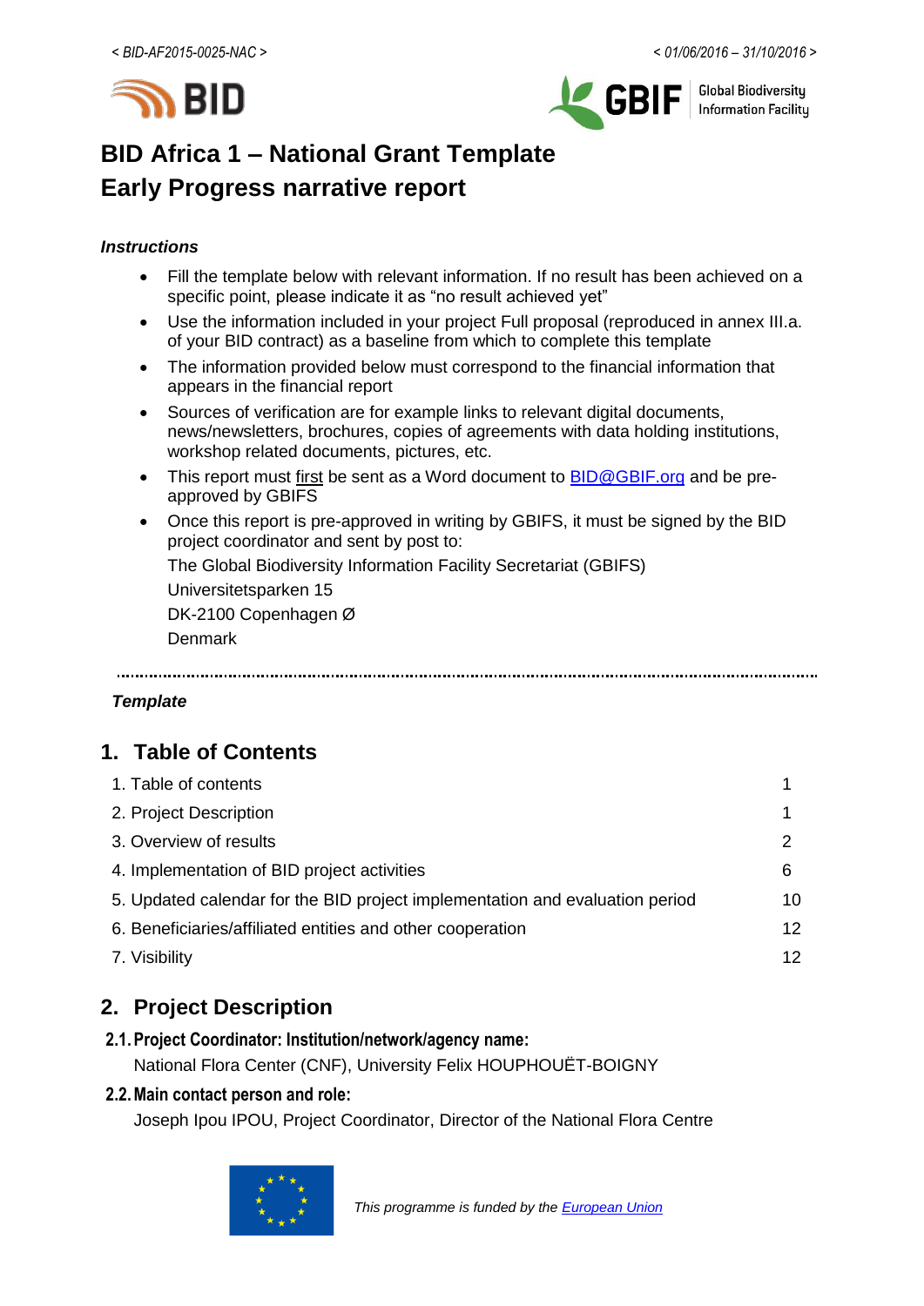< BID-AF2015-0025-NAC >

< 01/06/2016 – 31/10/2016 >

# BID Africa 1 – National Grant Template
# Early Progress narrative report

***Instructions***

- Fill the template below with relevant information. If no result has been achieved on a specific point, please indicate it as "no result achieved yet"
- Use the information included in your project Full proposal (reproduced in annex III.a. of your BID contract) as a baseline from which to complete this template
- The information provided below must correspond to the financial information that appears in the financial report
- Sources of verification are for example links to relevant digital documents, news/newsletters, brochures, copies of agreements with data holding institutions, workshop related documents, pictures, etc.
- This report must first be sent as a Word document to BID@GBIF.org and be pre-approved by GBIFS
- Once this report is pre-approved in writing by GBIFS, it must be signed by the BID project coordinator and sent by post to:

  The Global Biodiversity Information Facility Secretariat (GBIFS)
  Universitetsparken 15
  DK-2100 Copenhagen Ø
  Denmark

---

***Template***

## 1. Table of Contents

| | |
|---|---|
| 1. Table of contents | 1 |
| 2. Project Description | 1 |
| 3. Overview of results | 2 |
| 4. Implementation of BID project activities | 6 |
| 5. Updated calendar for the BID project implementation and evaluation period | 10 |
| 6. Beneficiaries/affiliated entities and other cooperation | 12 |
| 7. Visibility | 12 |

## 2. Project Description

### 2.1. Project Coordinator: Institution/network/agency name:

National Flora Center (CNF), University Felix HOUPHOUËT-BOIGNY

### 2.2. Main contact person and role:

Joseph Ipou IPOU, Project Coordinator, Director of the National Flora Centre

*This programme is funded by the European Union*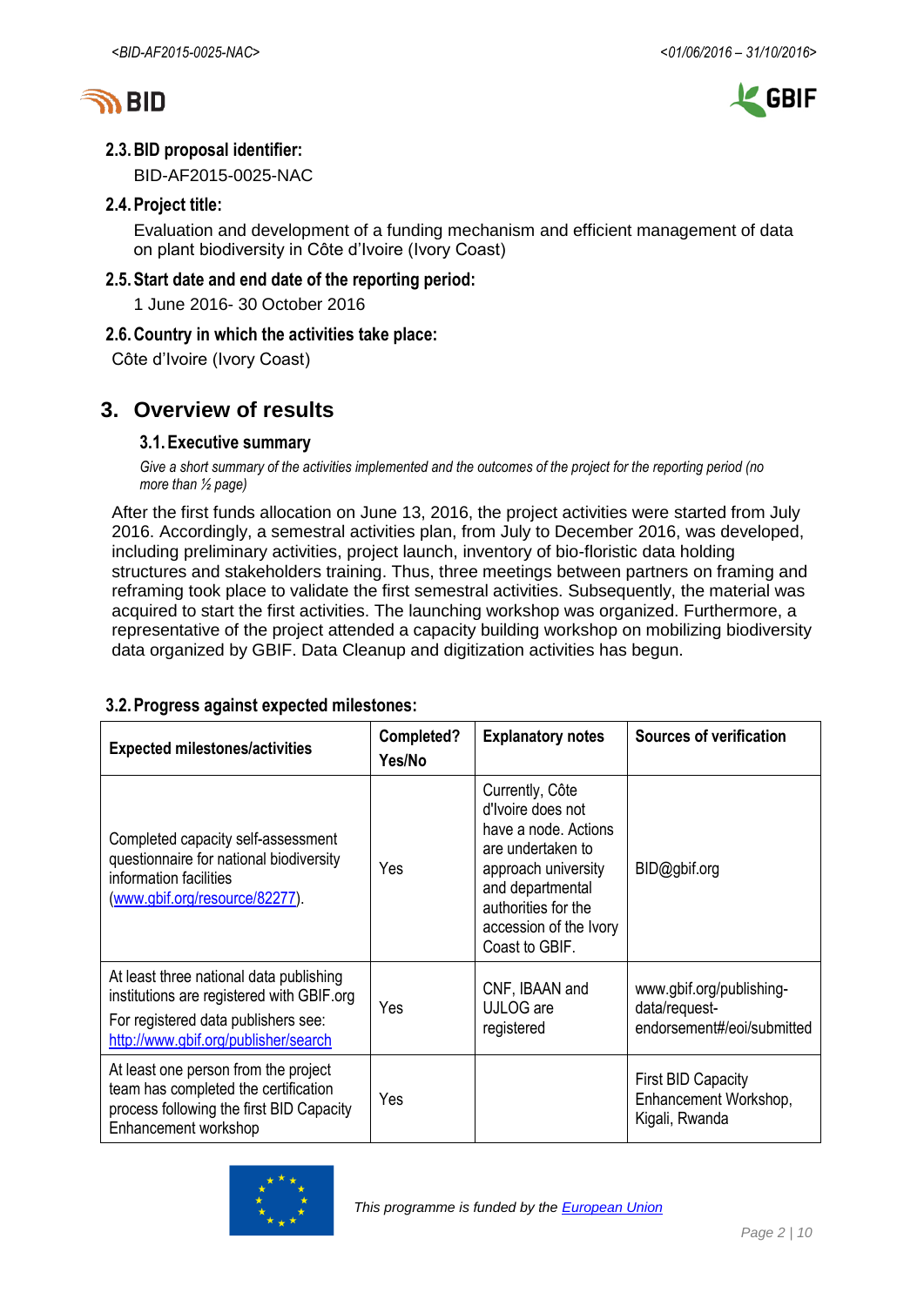### 2.3. BID proposal identifier:

BID-AF2015-0025-NAC

### 2.4. Project title:

Evaluation and development of a funding mechanism and efficient management of data on plant biodiversity in Côte d'Ivoire (Ivory Coast)

### 2.5. Start date and end date of the reporting period:

1 June 2016- 30 October 2016

### 2.6. Country in which the activities take place:

Côte d'Ivoire (Ivory Coast)

## 3. Overview of results

### 3.1. Executive summary

*Give a short summary of the activities implemented and the outcomes of the project for the reporting period (no more than ½ page)*

After the first funds allocation on June 13, 2016, the project activities were started from July 2016. Accordingly, a semestral activities plan, from July to December 2016, was developed, including preliminary activities, project launch, inventory of bio-floristic data holding structures and stakeholders training. Thus, three meetings between partners on framing and reframing took place to validate the first semestral activities. Subsequently, the material was acquired to start the first activities. The launching workshop was organized. Furthermore, a representative of the project attended a capacity building workshop on mobilizing biodiversity data organized by GBIF. Data Cleanup and digitization activities has begun.

### 3.2. Progress against expected milestones:

| Expected milestones/activities | Completed? Yes/No | Explanatory notes | Sources of verification |
|---|---|---|---|
| Completed capacity self-assessment questionnaire for national biodiversity information facilities (www.gbif.org/resource/82277). | Yes | Currently, Côte d'Ivoire does not have a node. Actions are undertaken to approach university and departmental authorities for the accession of the Ivory Coast to GBIF. | BID@gbif.org |
| At least three national data publishing institutions are registered with GBIF.org For registered data publishers see: http://www.gbif.org/publisher/search | Yes | CNF, IBAAN and UJLOG are registered | www.gbif.org/publishing-data/request-endorsement#/eoi/submitted |
| At least one person from the project team has completed the certification process following the first BID Capacity Enhancement workshop | Yes | | First BID Capacity Enhancement Workshop, Kigali, Rwanda |

*This programme is funded by the European Union*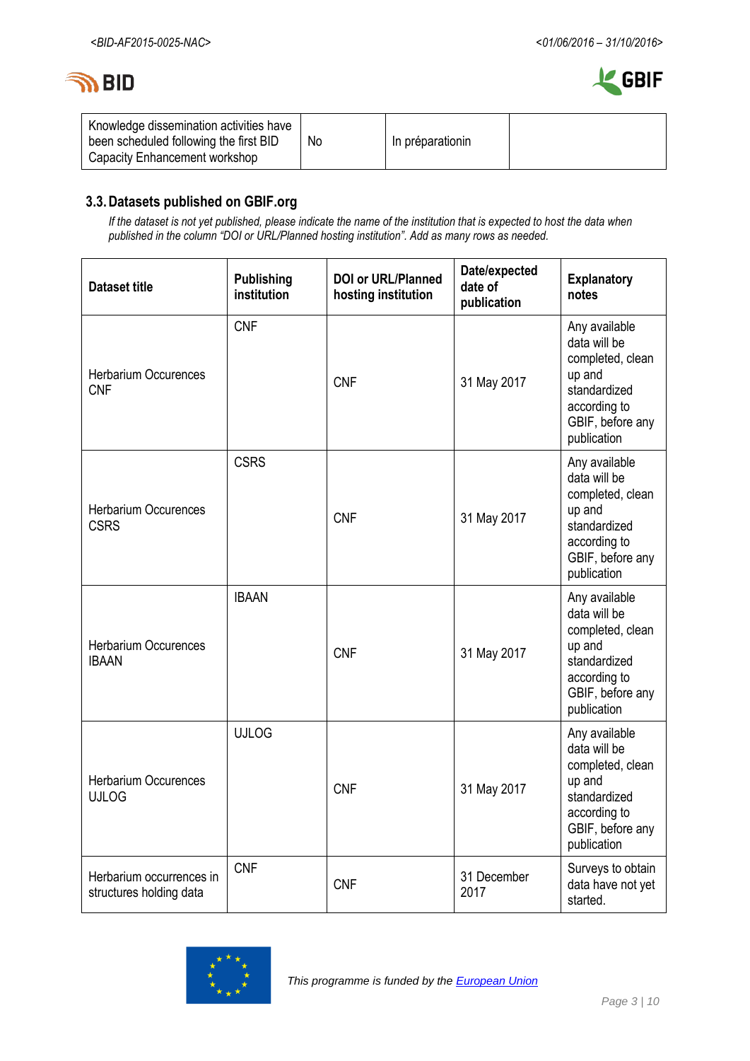| Knowledge dissemination activities have been scheduled following the first BID Capacity Enhancement workshop | No | In préparationin | |
|---|---|---|---|

## 3.3. Datasets published on GBIF.org

*If the dataset is not yet published, please indicate the name of the institution that is expected to host the data when published in the column "DOI or URL/Planned hosting institution". Add as many rows as needed.*

| Dataset title | Publishing institution | DOI or URL/Planned hosting institution | Date/expected date of publication | Explanatory notes |
|---|---|---|---|---|
| Herbarium Occurences CNF | CNF | CNF | 31 May 2017 | Any available data will be completed, clean up and standardized according to GBIF, before any publication |
| Herbarium Occurences CSRS | CSRS | CNF | 31 May 2017 | Any available data will be completed, clean up and standardized according to GBIF, before any publication |
| Herbarium Occurences IBAAN | IBAAN | CNF | 31 May 2017 | Any available data will be completed, clean up and standardized according to GBIF, before any publication |
| Herbarium Occurences UJLOG | UJLOG | CNF | 31 May 2017 | Any available data will be completed, clean up and standardized according to GBIF, before any publication |
| Herbarium occurrences in structures holding data | CNF | CNF | 31 December 2017 | Surveys to obtain data have not yet started. |

*This programme is funded by the European Union*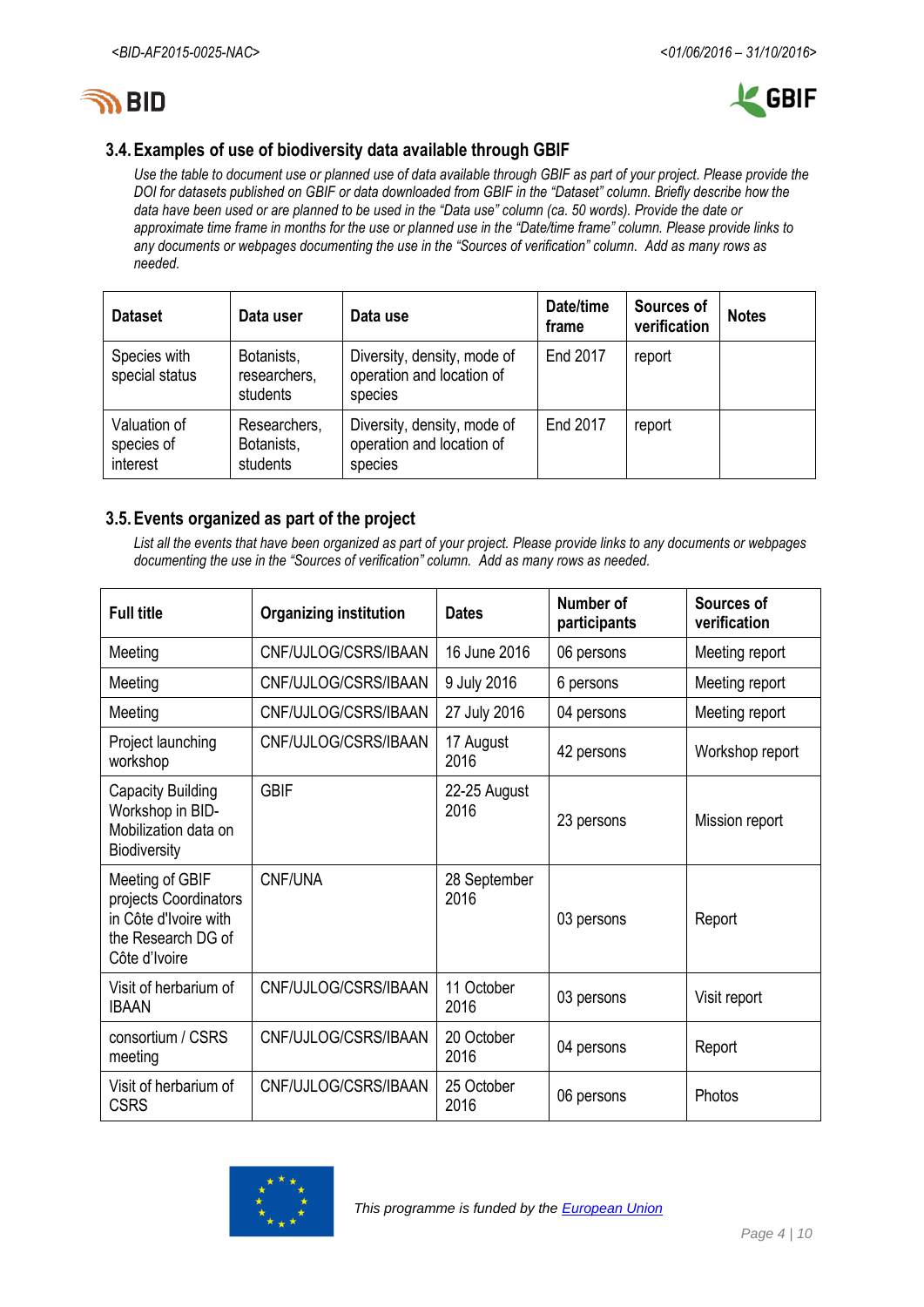### 3.4. Examples of use of biodiversity data available through GBIF

*Use the table to document use or planned use of data available through GBIF as part of your project. Please provide the DOI for datasets published on GBIF or data downloaded from GBIF in the "Dataset" column. Briefly describe how the data have been used or are planned to be used in the "Data use" column (ca. 50 words). Provide the date or approximate time frame in months for the use or planned use in the "Date/time frame" column. Please provide links to any documents or webpages documenting the use in the "Sources of verification" column. Add as many rows as needed.*

| Dataset | Data user | Data use | Date/time frame | Sources of verification | Notes |
|---|---|---|---|---|---|
| Species with special status | Botanists, researchers, students | Diversity, density, mode of operation and location of species | End 2017 | report | |
| Valuation of species of interest | Researchers, Botanists, students | Diversity, density, mode of operation and location of species | End 2017 | report | |

### 3.5. Events organized as part of the project

*List all the events that have been organized as part of your project. Please provide links to any documents or webpages documenting the use in the "Sources of verification" column. Add as many rows as needed.*

| Full title | Organizing institution | Dates | Number of participants | Sources of verification |
|---|---|---|---|---|
| Meeting | CNF/UJLOG/CSRS/IBAAN | 16 June 2016 | 06 persons | Meeting report |
| Meeting | CNF/UJLOG/CSRS/IBAAN | 9 July 2016 | 6 persons | Meeting report |
| Meeting | CNF/UJLOG/CSRS/IBAAN | 27 July 2016 | 04 persons | Meeting report |
| Project launching workshop | CNF/UJLOG/CSRS/IBAAN | 17 August 2016 | 42 persons | Workshop report |
| Capacity Building Workshop in BID-Mobilization data on Biodiversity | GBIF | 22-25 August 2016 | 23 persons | Mission report |
| Meeting of GBIF projects Coordinators in Côte d'Ivoire with the Research DG of Côte d'Ivoire | CNF/UNA | 28 September 2016 | 03 persons | Report |
| Visit of herbarium of IBAAN | CNF/UJLOG/CSRS/IBAAN | 11 October 2016 | 03 persons | Visit report |
| consortium / CSRS meeting | CNF/UJLOG/CSRS/IBAAN | 20 October 2016 | 04 persons | Report |
| Visit of herbarium of CSRS | CNF/UJLOG/CSRS/IBAAN | 25 October 2016 | 06 persons | Photos |

*This programme is funded by the European Union*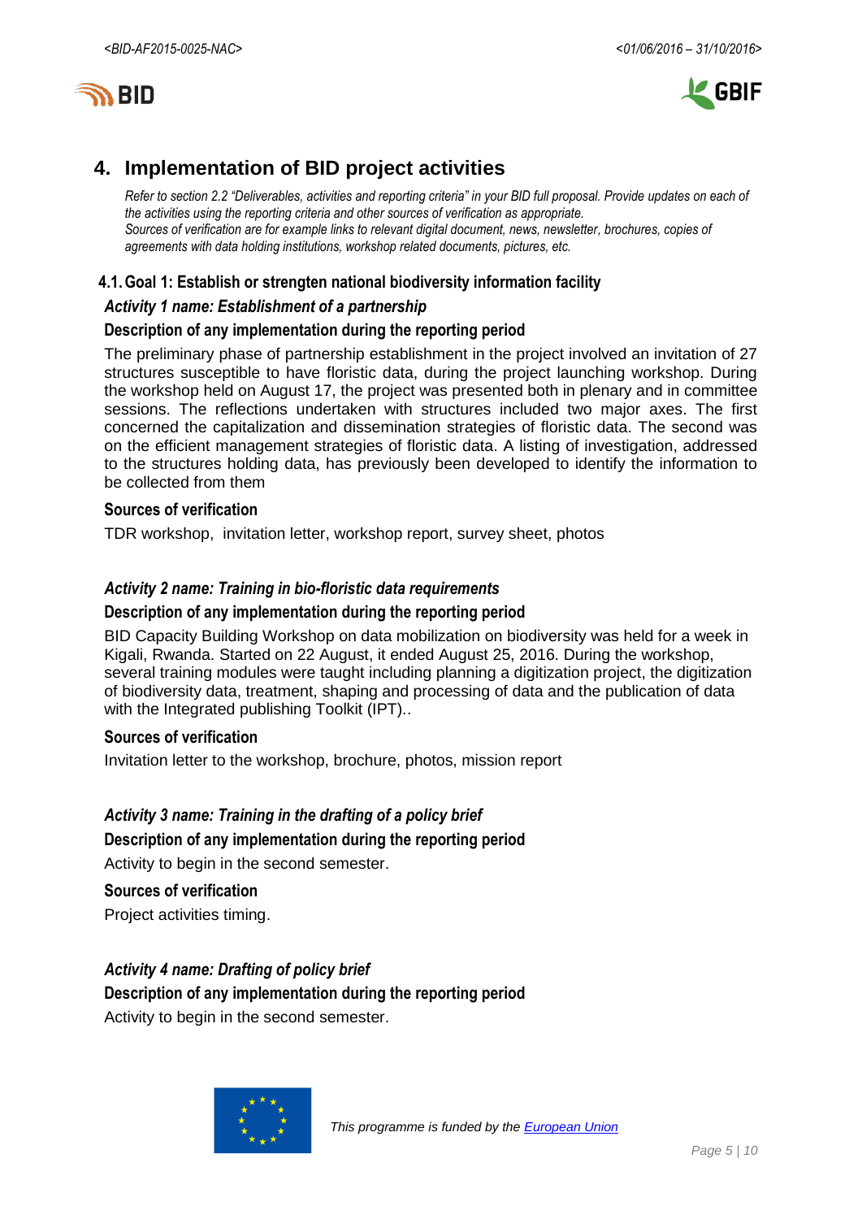# 4. Implementation of BID project activities

*Refer to section 2.2 "Deliverables, activities and reporting criteria" in your BID full proposal. Provide updates on each of the activities using the reporting criteria and other sources of verification as appropriate.*
*Sources of verification are for example links to relevant digital document, news, newsletter, brochures, copies of agreements with data holding institutions, workshop related documents, pictures, etc.*

## 4.1. Goal 1: Establish or strengten national biodiversity information facility

### *Activity 1 name: Establishment of a partnership*

**Description of any implementation during the reporting period**

The preliminary phase of partnership establishment in the project involved an invitation of 27 structures susceptible to have floristic data, during the project launching workshop. During the workshop held on August 17, the project was presented both in plenary and in committee sessions. The reflections undertaken with structures included two major axes. The first concerned the capitalization and dissemination strategies of floristic data. The second was on the efficient management strategies of floristic data. A listing of investigation, addressed to the structures holding data, has previously been developed to identify the information to be collected from them

**Sources of verification**

TDR workshop, invitation letter, workshop report, survey sheet, photos

### *Activity 2 name: Training in bio-floristic data requirements*

**Description of any implementation during the reporting period**

BID Capacity Building Workshop on data mobilization on biodiversity was held for a week in Kigali, Rwanda. Started on 22 August, it ended August 25, 2016. During the workshop, several training modules were taught including planning a digitization project, the digitization of biodiversity data, treatment, shaping and processing of data and the publication of data with the Integrated publishing Toolkit (IPT)..

**Sources of verification**

Invitation letter to the workshop, brochure, photos, mission report

### *Activity 3 name: Training in the drafting of a policy brief*

**Description of any implementation during the reporting period**

Activity to begin in the second semester.

**Sources of verification**

Project activities timing.

### *Activity 4 name: Drafting of policy brief*

**Description of any implementation during the reporting period**

Activity to begin in the second semester.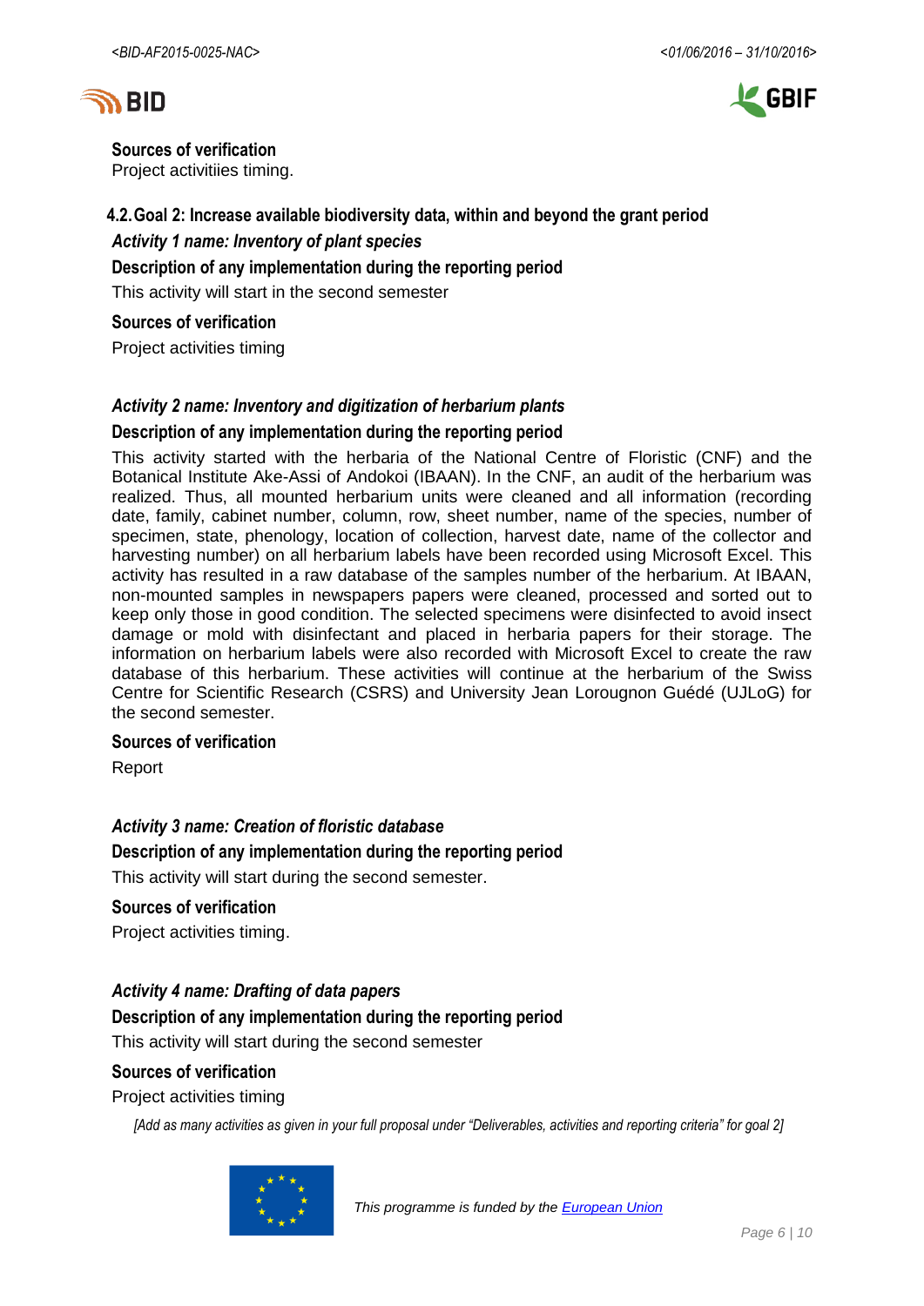**Sources of verification**

Project activitiies timing.

## 4.2. Goal 2: Increase available biodiversity data, within and beyond the grant period

***Activity 1 name: Inventory of plant species***

**Description of any implementation during the reporting period**

This activity will start in the second semester

**Sources of verification**

Project activities timing

***Activity 2 name: Inventory and digitization of herbarium plants***

**Description of any implementation during the reporting period**

This activity started with the herbaria of the National Centre of Floristic (CNF) and the Botanical Institute Ake-Assi of Andokoi (IBAAN). In the CNF, an audit of the herbarium was realized. Thus, all mounted herbarium units were cleaned and all information (recording date, family, cabinet number, column, row, sheet number, name of the species, number of specimen, state, phenology, location of collection, harvest date, name of the collector and harvesting number) on all herbarium labels have been recorded using Microsoft Excel. This activity has resulted in a raw database of the samples number of the herbarium. At IBAAN, non-mounted samples in newspapers papers were cleaned, processed and sorted out to keep only those in good condition. The selected specimens were disinfected to avoid insect damage or mold with disinfectant and placed in herbaria papers for their storage. The information on herbarium labels were also recorded with Microsoft Excel to create the raw database of this herbarium. These activities will continue at the herbarium of the Swiss Centre for Scientific Research (CSRS) and University Jean Lorougnon Guédé (UJLoG) for the second semester.

**Sources of verification**

Report

***Activity 3 name: Creation of floristic database***

**Description of any implementation during the reporting period**

This activity will start during the second semester.

**Sources of verification**

Project activities timing.

***Activity 4 name: Drafting of data papers***

**Description of any implementation during the reporting period**

This activity will start during the second semester

**Sources of verification**

Project activities timing

*[Add as many activities as given in your full proposal under "Deliverables, activities and reporting criteria" for goal 2]*

*This programme is funded by the European Union*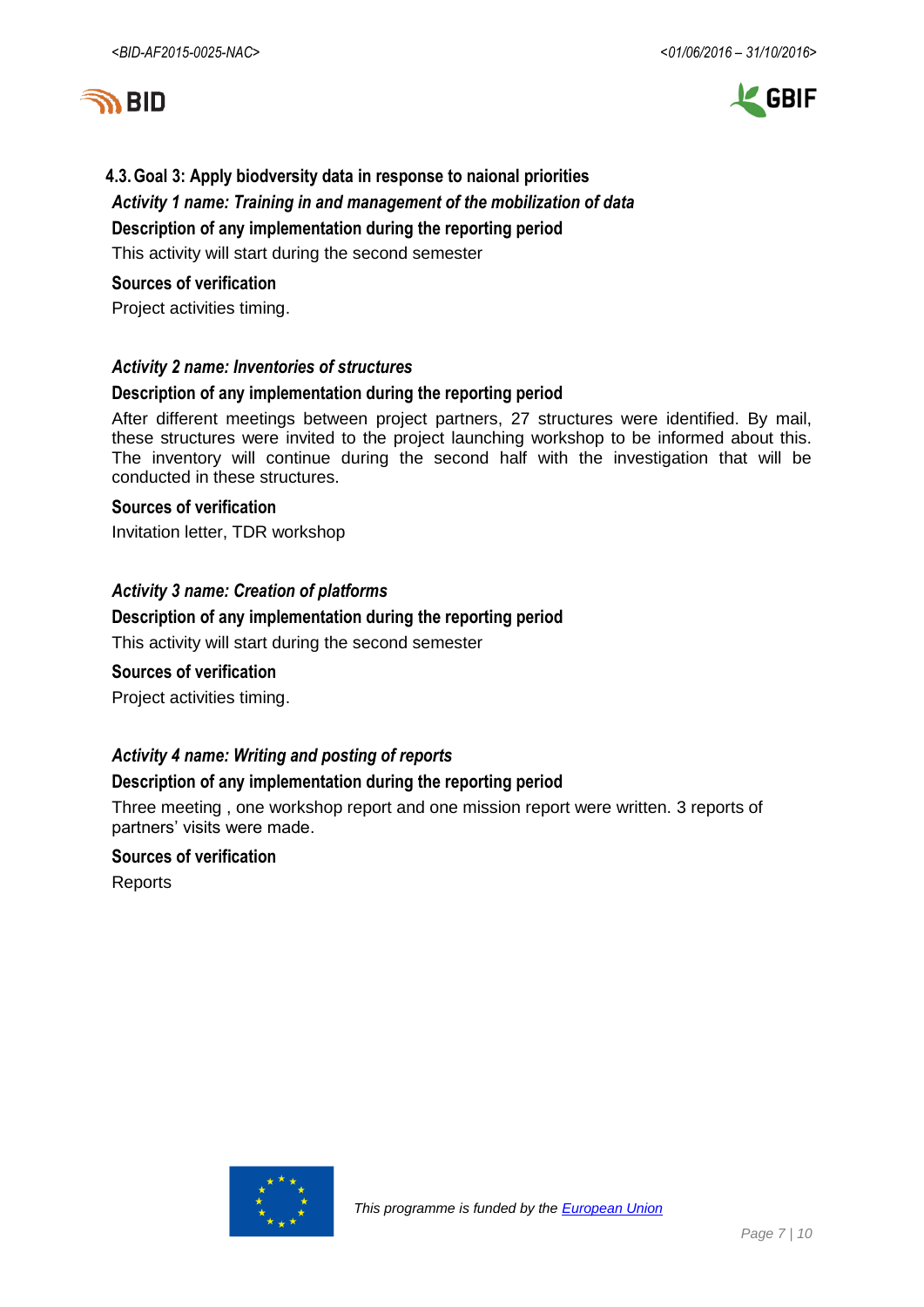### 4.3. Goal 3: Apply biodversity data in response to naional priorities

***Activity 1 name: Training in and management of the mobilization of data***

**Description of any implementation during the reporting period**

This activity will start during the second semester

**Sources of verification**

Project activities timing.

***Activity 2 name: Inventories of structures***

**Description of any implementation during the reporting period**

After different meetings between project partners, 27 structures were identified. By mail, these structures were invited to the project launching workshop to be informed about this. The inventory will continue during the second half with the investigation that will be conducted in these structures.

**Sources of verification**

Invitation letter, TDR workshop

***Activity 3 name: Creation of platforms***

**Description of any implementation during the reporting period**

This activity will start during the second semester

**Sources of verification**

Project activities timing.

***Activity 4 name: Writing and posting of reports***

**Description of any implementation during the reporting period**

Three meeting , one workshop report and one mission report were written. 3 reports of partners' visits were made.

**Sources of verification**

Reports

*This programme is funded by the European Union*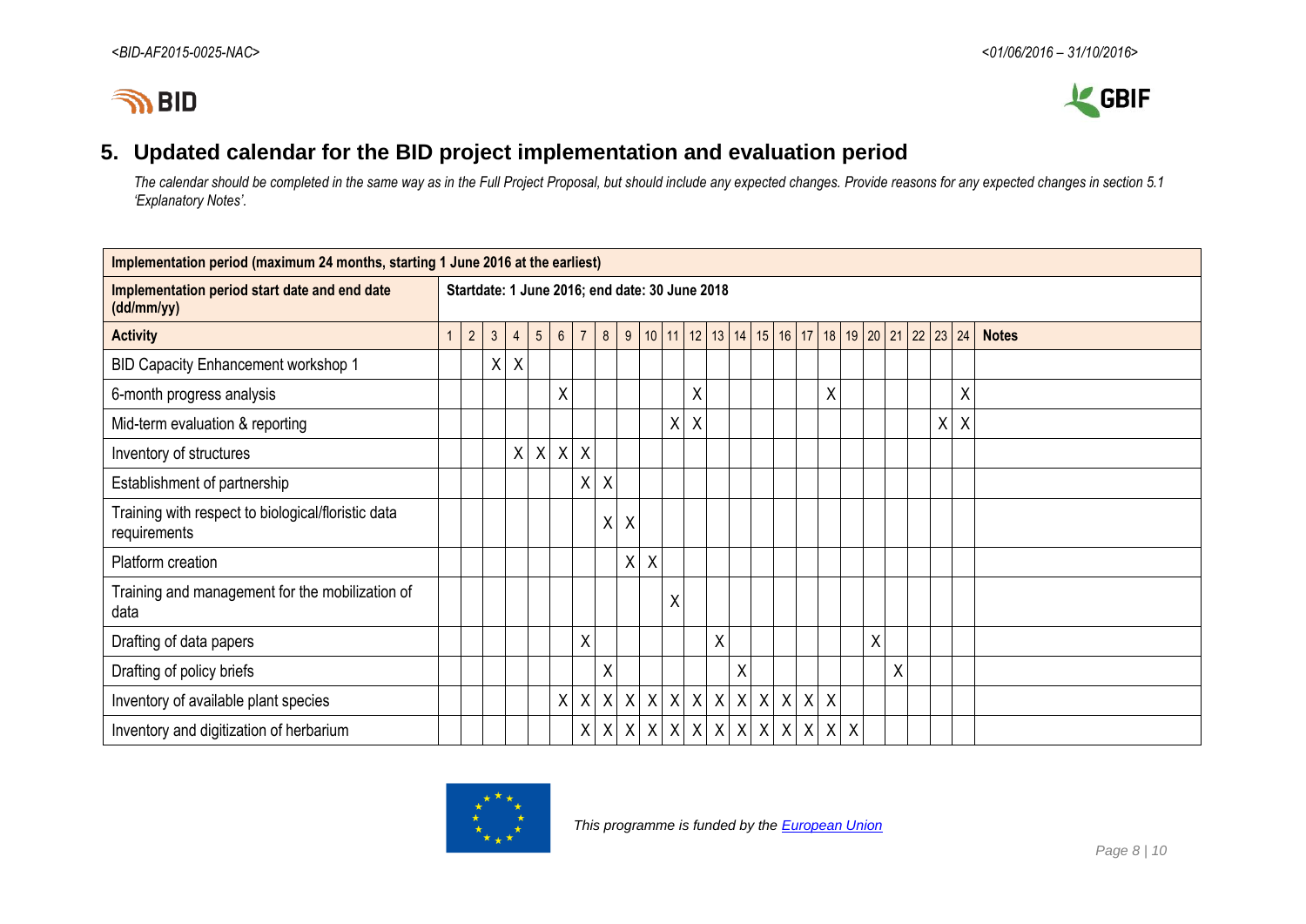## 5. Updated calendar for the BID project implementation and evaluation period

*The calendar should be completed in the same way as in the Full Project Proposal, but should include any expected changes. Provide reasons for any expected changes in section 5.1 'Explanatory Notes'.*

| **Implementation period (maximum 24 months, starting 1 June 2016 at the earliest)** | | | | | | | | | | | | | | | | | | | | | | | | | |
|---|---|---|---|---|---|---|---|---|---|---|---|---|---|---|---|---|---|---|---|---|---|---|---|---|---|
| **Implementation period start date and end date (dd/mm/yy)** | **Startdate: 1 June 2016; end date: 30 June 2018** | | | | | | | | | | | | | | | | | | | | | | | | |
| **Activity** | 1 | 2 | 3 | 4 | 5 | 6 | 7 | 8 | 9 | 10 | 11 | 12 | 13 | 14 | 15 | 16 | 17 | 18 | 19 | 20 | 21 | 22 | 23 | 24 | **Notes** |
| BID Capacity Enhancement workshop 1 | | | X | X | | | | | | | | | | | | | | | | | | | | | |
| 6-month progress analysis | | | | | | X | | | | | | X | | | | | | X | | | | | | X | |
| Mid-term evaluation & reporting | | | | | | | | | | | X | X | | | | | | | | | | | X | X | |
| Inventory of structures | | | | X | X | X | X | | | | | | | | | | | | | | | | | | |
| Establishment of partnership | | | | | | | X | X | | | | | | | | | | | | | | | | | |
| Training with respect to biological/floristic data requirements | | | | | | | | X | X | | | | | | | | | | | | | | | | |
| Platform creation | | | | | | | | | X | X | | | | | | | | | | | | | | | |
| Training and management for the mobilization of data | | | | | | | | | | | X | | | | | | | | | | | | | | |
| Drafting of data papers | | | | | | | X | | | | | | X | | | | | | | X | | | | | |
| Drafting of policy briefs | | | | | | | | X | | | | | | X | | | | | | | X | | | | |
| Inventory of available plant species | | | | | | X | X | X | X | X | X | X | X | X | X | X | X | X | | | | | | | |
| Inventory and digitization of herbarium | | | | | | | X | X | X | X | X | X | X | X | X | X | X | X | X | | | | | | |

This programme is funded by the European Union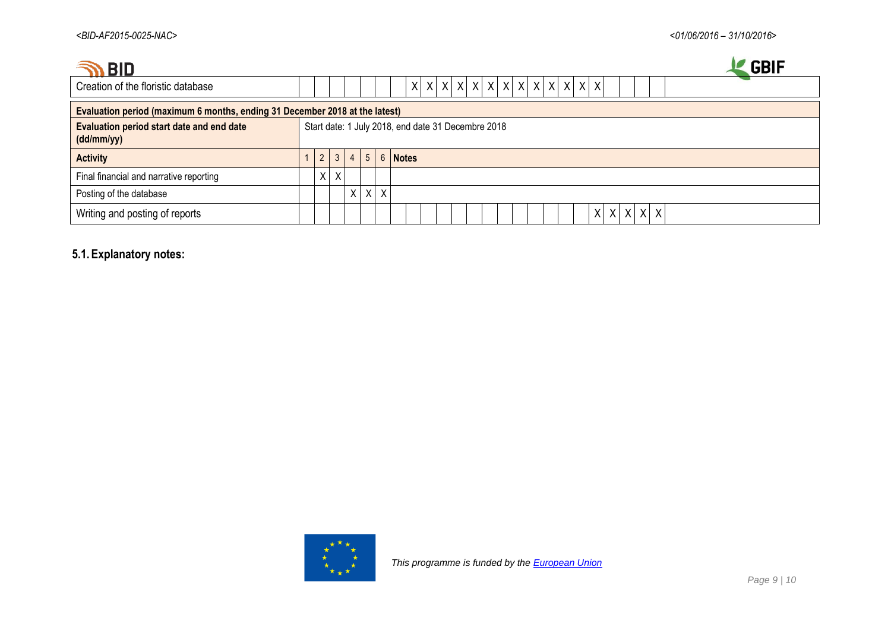| Creation of the floristic database | | | | | | | | X | X | X | X | X | X | X | X | X | X | X | X | X | | | | | |
|---|---|---|---|---|---|---|---|---|---|---|---|---|---|---|---|---|---|---|---|---|---|---|---|---|---|

| **Evaluation period (maximum 6 months, ending 31 December 2018 at the latest)** | | | | | | | |
|---|---|---|---|---|---|---|---|
| **Evaluation period start date and end date (dd/mm/yy)** | Start date: 1 July 2018, end date 31 Decembre 2018 | | | | | | |
| **Activity** | 1 | 2 | 3 | 4 | 5 | 6 | **Notes** |
| Final financial and narrative reporting | | X | X | | | | |
| Posting of the database | | | | X | X | X | |

| Writing and posting of reports | | | | | | | | | | | | | | | | | | | | X | X | X | X | X | |
|---|---|---|---|---|---|---|---|---|---|---|---|---|---|---|---|---|---|---|---|---|---|---|---|---|---|

## 5.1. Explanatory notes:

*This programme is funded by the European Union*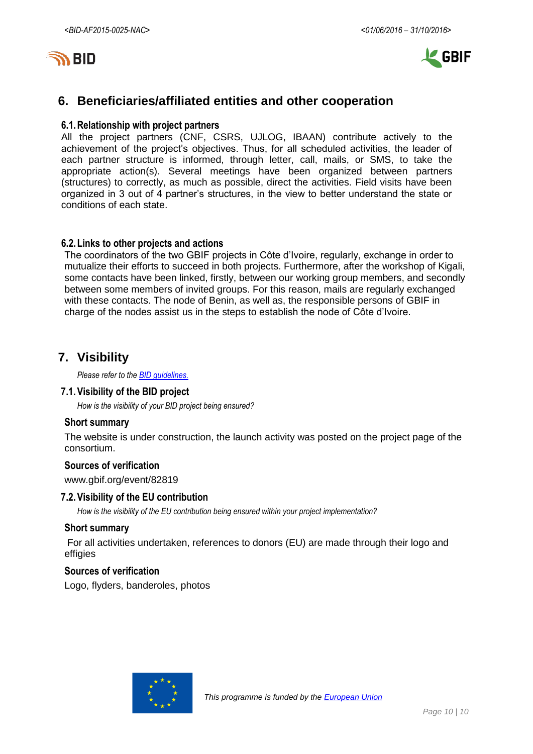## 6. Beneficiaries/affiliated entities and other cooperation

### 6.1. Relationship with project partners

All the project partners (CNF, CSRS, UJLOG, IBAAN) contribute actively to the achievement of the project's objectives. Thus, for all scheduled activities, the leader of each partner structure is informed, through letter, call, mails, or SMS, to take the appropriate action(s). Several meetings have been organized between partners (structures) to correctly, as much as possible, direct the activities. Field visits have been organized in 3 out of 4 partner's structures, in the view to better understand the state or conditions of each state.

### 6.2. Links to other projects and actions

The coordinators of the two GBIF projects in Côte d'Ivoire, regularly, exchange in order to mutualize their efforts to succeed in both projects. Furthermore, after the workshop of Kigali, some contacts have been linked, firstly, between our working group members, and secondly between some members of invited groups. For this reason, mails are regularly exchanged with these contacts. The node of Benin, as well as, the responsible persons of GBIF in charge of the nodes assist us in the steps to establish the node of Côte d'Ivoire.

## 7. Visibility

*Please refer to the BID guidelines.*

### 7.1. Visibility of the BID project

*How is the visibility of your BID project being ensured?*

**Short summary**

The website is under construction, the launch activity was posted on the project page of the consortium.

**Sources of verification**

www.gbif.org/event/82819

### 7.2. Visibility of the EU contribution

*How is the visibility of the EU contribution being ensured within your project implementation?*

**Short summary**

For all activities undertaken, references to donors (EU) are made through their logo and effigies

**Sources of verification**

Logo, flyders, banderoles, photos

*This programme is funded by the European Union*